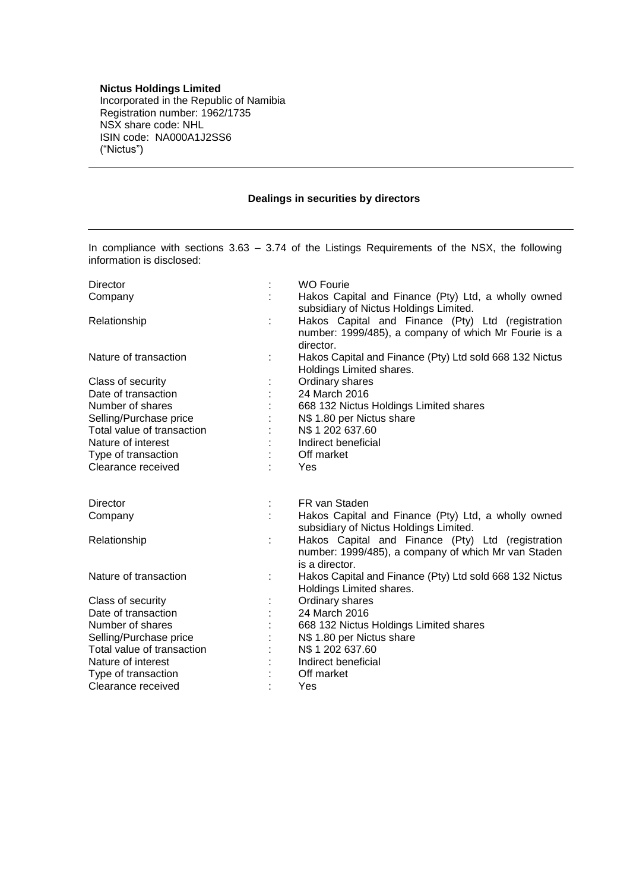**Nictus Holdings Limited**
Incorporated in the Republic of Namibia
Registration number: 1962/1735
NSX share code: NHL
ISIN code: NA000A1J2SS6
("Nictus")

---

## Dealings in securities by directors

---

In compliance with sections 3.63 – 3.74 of the Listings Requirements of the NSX, the following information is disclosed:

| | | |
|---|---|---|
| Director | : | WO Fourie |
| Company | : | Hakos Capital and Finance (Pty) Ltd, a wholly owned subsidiary of Nictus Holdings Limited. |
| Relationship | : | Hakos Capital and Finance (Pty) Ltd (registration number: 1999/485), a company of which Mr Fourie is a director. |
| Nature of transaction | : | Hakos Capital and Finance (Pty) Ltd sold 668 132 Nictus Holdings Limited shares. |
| Class of security | : | Ordinary shares |
| Date of transaction | : | 24 March 2016 |
| Number of shares | : | 668 132 Nictus Holdings Limited shares |
| Selling/Purchase price | : | N$ 1.80 per Nictus share |
| Total value of transaction | : | N$ 1 202 637.60 |
| Nature of interest | : | Indirect beneficial |
| Type of transaction | : | Off market |
| Clearance received | : | Yes |

| | | |
|---|---|---|
| Director | : | FR van Staden |
| Company | : | Hakos Capital and Finance (Pty) Ltd, a wholly owned subsidiary of Nictus Holdings Limited. |
| Relationship | : | Hakos Capital and Finance (Pty) Ltd (registration number: 1999/485), a company of which Mr van Staden is a director. |
| Nature of transaction | : | Hakos Capital and Finance (Pty) Ltd sold 668 132 Nictus Holdings Limited shares. |
| Class of security | : | Ordinary shares |
| Date of transaction | : | 24 March 2016 |
| Number of shares | : | 668 132 Nictus Holdings Limited shares |
| Selling/Purchase price | : | N$ 1.80 per Nictus share |
| Total value of transaction | : | N$ 1 202 637.60 |
| Nature of interest | : | Indirect beneficial |
| Type of transaction | : | Off market |
| Clearance received | : | Yes |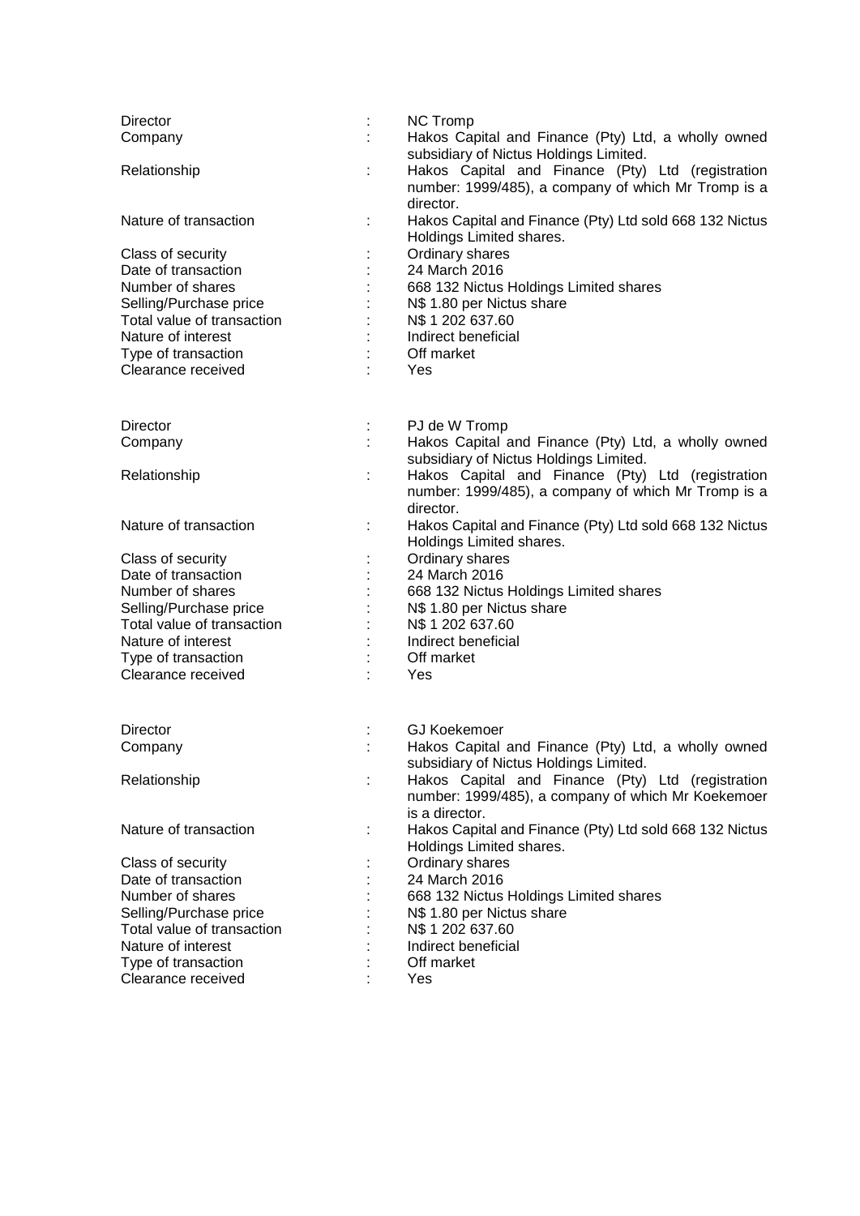| | | |
|---|---|---|
| Director | : | NC Tromp |
| Company | : | Hakos Capital and Finance (Pty) Ltd, a wholly owned subsidiary of Nictus Holdings Limited. |
| Relationship | : | Hakos Capital and Finance (Pty) Ltd (registration number: 1999/485), a company of which Mr Tromp is a director. |
| Nature of transaction | : | Hakos Capital and Finance (Pty) Ltd sold 668 132 Nictus Holdings Limited shares. |
| Class of security | : | Ordinary shares |
| Date of transaction | : | 24 March 2016 |
| Number of shares | : | 668 132 Nictus Holdings Limited shares |
| Selling/Purchase price | : | N$ 1.80 per Nictus share |
| Total value of transaction | : | N$ 1 202 637.60 |
| Nature of interest | : | Indirect beneficial |
| Type of transaction | : | Off market |
| Clearance received | : | Yes |

| | | |
|---|---|---|
| Director | : | PJ de W Tromp |
| Company | : | Hakos Capital and Finance (Pty) Ltd, a wholly owned subsidiary of Nictus Holdings Limited. |
| Relationship | : | Hakos Capital and Finance (Pty) Ltd (registration number: 1999/485), a company of which Mr Tromp is a director. |
| Nature of transaction | : | Hakos Capital and Finance (Pty) Ltd sold 668 132 Nictus Holdings Limited shares. |
| Class of security | : | Ordinary shares |
| Date of transaction | : | 24 March 2016 |
| Number of shares | : | 668 132 Nictus Holdings Limited shares |
| Selling/Purchase price | : | N$ 1.80 per Nictus share |
| Total value of transaction | : | N$ 1 202 637.60 |
| Nature of interest | : | Indirect beneficial |
| Type of transaction | : | Off market |
| Clearance received | : | Yes |

| | | |
|---|---|---|
| Director | : | GJ Koekemoer |
| Company | : | Hakos Capital and Finance (Pty) Ltd, a wholly owned subsidiary of Nictus Holdings Limited. |
| Relationship | : | Hakos Capital and Finance (Pty) Ltd (registration number: 1999/485), a company of which Mr Koekemoer is a director. |
| Nature of transaction | : | Hakos Capital and Finance (Pty) Ltd sold 668 132 Nictus Holdings Limited shares. |
| Class of security | : | Ordinary shares |
| Date of transaction | : | 24 March 2016 |
| Number of shares | : | 668 132 Nictus Holdings Limited shares |
| Selling/Purchase price | : | N$ 1.80 per Nictus share |
| Total value of transaction | : | N$ 1 202 637.60 |
| Nature of interest | : | Indirect beneficial |
| Type of transaction | : | Off market |
| Clearance received | : | Yes |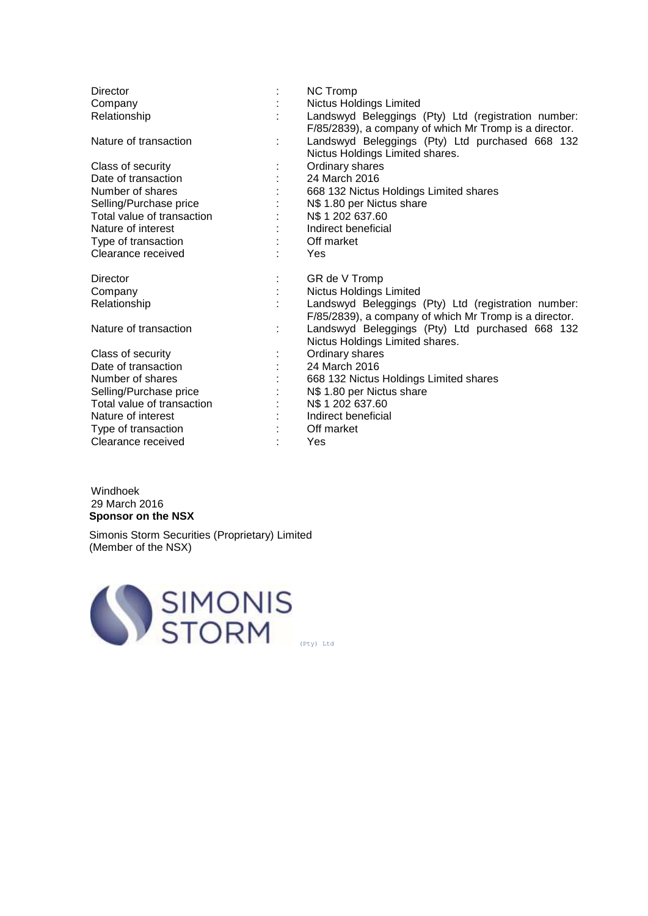| | | |
|---|---|---|
| Director | : | NC Tromp |
| Company | : | Nictus Holdings Limited |
| Relationship | : | Landswyd Beleggings (Pty) Ltd (registration number: F/85/2839), a company of which Mr Tromp is a director. |
| Nature of transaction | : | Landswyd Beleggings (Pty) Ltd purchased 668 132 Nictus Holdings Limited shares. |
| Class of security | : | Ordinary shares |
| Date of transaction | : | 24 March 2016 |
| Number of shares | : | 668 132 Nictus Holdings Limited shares |
| Selling/Purchase price | : | N$ 1.80 per Nictus share |
| Total value of transaction | : | N$ 1 202 637.60 |
| Nature of interest | : | Indirect beneficial |
| Type of transaction | : | Off market |
| Clearance received | : | Yes |

| | | |
|---|---|---|
| Director | : | GR de V Tromp |
| Company | : | Nictus Holdings Limited |
| Relationship | : | Landswyd Beleggings (Pty) Ltd (registration number: F/85/2839), a company of which Mr Tromp is a director. |
| Nature of transaction | : | Landswyd Beleggings (Pty) Ltd purchased 668 132 Nictus Holdings Limited shares. |
| Class of security | : | Ordinary shares |
| Date of transaction | : | 24 March 2016 |
| Number of shares | : | 668 132 Nictus Holdings Limited shares |
| Selling/Purchase price | : | N$ 1.80 per Nictus share |
| Total value of transaction | : | N$ 1 202 637.60 |
| Nature of interest | : | Indirect beneficial |
| Type of transaction | : | Off market |
| Clearance received | : | Yes |

Windhoek
29 March 2016

**Sponsor on the NSX**

Simonis Storm Securities (Proprietary) Limited
(Member of the NSX)

SIMONIS STORM (Pty) Ltd